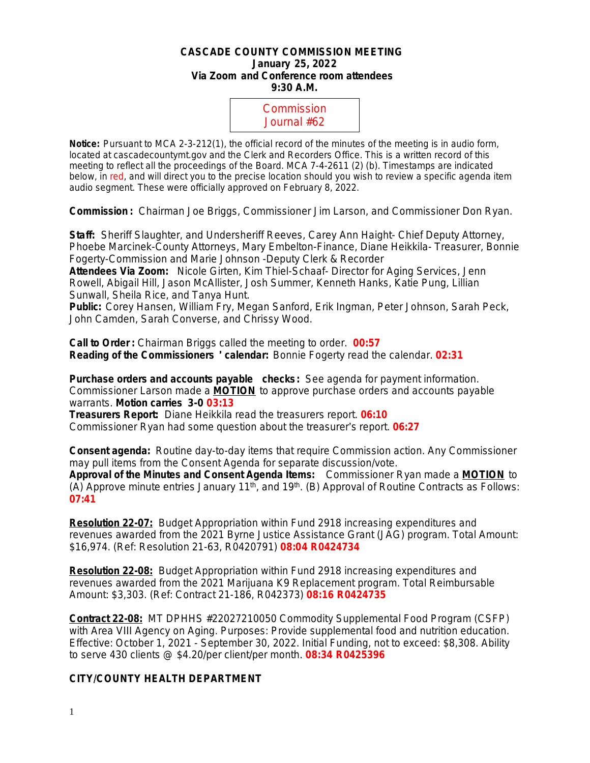**CASCADE COUNTY COMMISSION MEETING**
**January 25, 2022**
**Via Zoom and Conference room attendees**
**9:30 A.M.**

Commission Journal #62

**Notice:** Pursuant to MCA 2-3-212(1), the official record of the minutes of the meeting is in audio form, located at cascadecountymt.gov and the Clerk and Recorders Office. This is a written record of this meeting to reflect all the proceedings of the Board. MCA 7-4-2611 (2) (b). Timestamps are indicated below, in red, and will direct you to the precise location should you wish to review a specific agenda item audio segment. These were officially approved on February 8, 2022.

**Commission:** Chairman Joe Briggs, Commissioner Jim Larson, and Commissioner Don Ryan.

**Staff:** Sheriff Slaughter, and Undersheriff Reeves, Carey Ann Haight- Chief Deputy Attorney, Phoebe Marcinek-County Attorneys, Mary Embelton-Finance, Diane Heikkila- Treasurer, Bonnie Fogerty-Commission and Marie Johnson -Deputy Clerk & Recorder
**Attendees Via Zoom:** Nicole Girten, Kim Thiel-Schaaf- Director for Aging Services, Jenn Rowell, Abigail Hill, Jason McAllister, Josh Summer, Kenneth Hanks, Katie Pung, Lillian Sunwall, Sheila Rice, and Tanya Hunt.
**Public:** Corey Hansen, William Fry, Megan Sanford, Erik Ingman, Peter Johnson, Sarah Peck, John Camden, Sarah Converse, and Chrissy Wood.

**Call to Order:** Chairman Briggs called the meeting to order. **00:57**
**Reading of the Commissioners' calendar:** Bonnie Fogerty read the calendar. **02:31**

**Purchase orders and accounts payable checks:** See agenda for payment information. Commissioner Larson made a **MOTION** to approve purchase orders and accounts payable warrants. **Motion carries 3-0 03:13**
**Treasurers Report:** Diane Heikkila read the treasurers report. **06:10**
Commissioner Ryan had some question about the treasurer's report. **06:27**

**Consent agenda:** Routine day-to-day items that require Commission action. Any Commissioner may pull items from the Consent Agenda for separate discussion/vote.
**Approval of the Minutes and Consent Agenda Items:** Commissioner Ryan made a **MOTION** to (A) Approve minute entries January 11th, and 19th. (B) Approval of Routine Contracts as Follows: **07:41**

**Resolution 22-07:** Budget Appropriation within Fund 2918 increasing expenditures and revenues awarded from the 2021 Byrne Justice Assistance Grant (JAG) program. Total Amount: $16,974. (Ref: Resolution 21-63, R0420791) **08:04 R0424734**

**Resolution 22-08:** Budget Appropriation within Fund 2918 increasing expenditures and revenues awarded from the 2021 Marijuana K9 Replacement program. Total Reimbursable Amount: $3,303. (Ref: Contract 21-186, R042373) **08:16 R0424735**

**Contract 22-08:** MT DPHHS #22027210050 Commodity Supplemental Food Program (CSFP) with Area VIII Agency on Aging. Purposes: Provide supplemental food and nutrition education. Effective: October 1, 2021 - September 30, 2022. Initial Funding, not to exceed: $8,308. Ability to serve 430 clients @ $4.20/per client/per month. **08:34 R0425396**

**CITY/COUNTY HEALTH DEPARTMENT**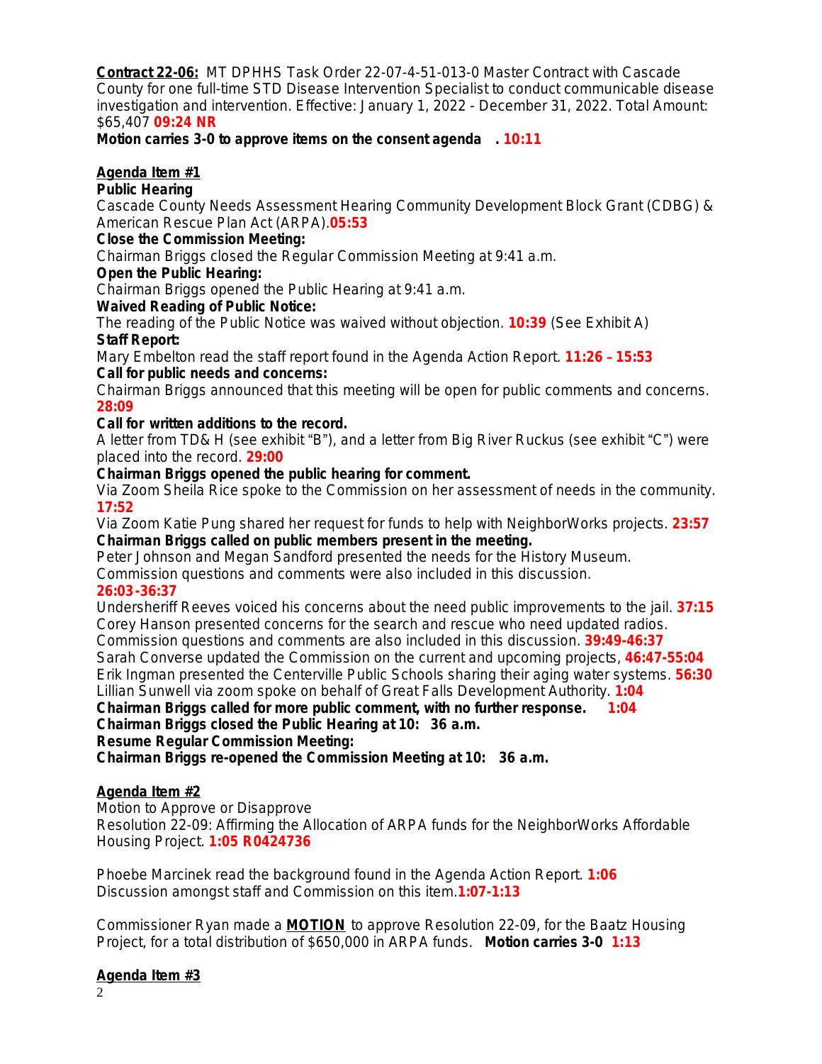**Contract 22-06:** MT DPHHS Task Order 22-07-4-51-013-0 Master Contract with Cascade County for one full-time STD Disease Intervention Specialist to conduct communicable disease investigation and intervention. Effective: January 1, 2022 - December 31, 2022. Total Amount: $65,407 **09:24 NR**

**Motion carries 3-0 to approve items on the consent agenda . 10:11**

**Agenda Item #1**

**Public Hearing**

Cascade County Needs Assessment Hearing Community Development Block Grant (CDBG) & American Rescue Plan Act (ARPA).**05:53**

**Close the Commission Meeting:**

Chairman Briggs closed the Regular Commission Meeting at 9:41 a.m.

**Open the Public Hearing:**

Chairman Briggs opened the Public Hearing at 9:41 a.m.

**Waived Reading of Public Notice:**

The reading of the Public Notice was waived without objection. **10:39** (See Exhibit A)

**Staff Report:**

Mary Embelton read the staff report found in the Agenda Action Report. **11:26 – 15:53**

**Call for public needs and concerns:**

Chairman Briggs announced that this meeting will be open for public comments and concerns. **28:09**

**Call for written additions to the record.**

A letter from TD& H (see exhibit "B"), and a letter from Big River Ruckus (see exhibit "C") were placed into the record. **29:00**

**Chairman Briggs opened the public hearing for comment.**

Via Zoom Sheila Rice spoke to the Commission on her assessment of needs in the community. **17:52**

Via Zoom Katie Pung shared her request for funds to help with NeighborWorks projects. **23:57**

**Chairman Briggs called on public members present in the meeting.**

Peter Johnson and Megan Sandford presented the needs for the History Museum.
Commission questions and comments were also included in this discussion.
**26:03-36:37**

Undersheriff Reeves voiced his concerns about the need public improvements to the jail. **37:15**

Corey Hanson presented concerns for the search and rescue who need updated radios.
Commission questions and comments are also included in this discussion. **39:49-46:37**

Sarah Converse updated the Commission on the current and upcoming projects, **46:47-55:04**

Erik Ingman presented the Centerville Public Schools sharing their aging water systems. **56:30**

Lillian Sunwell via zoom spoke on behalf of Great Falls Development Authority. **1:04**

**Chairman Briggs called for more public comment, with no further response. 1:04**

**Chairman Briggs closed the Public Hearing at 10: 36 a.m.**

**Resume Regular Commission Meeting:**

**Chairman Briggs re-opened the Commission Meeting at 10: 36 a.m.**

**Agenda Item #2**

Motion to Approve or Disapprove

Resolution 22-09: Affirming the Allocation of ARPA funds for the NeighborWorks Affordable Housing Project. **1:05 R0424736**

Phoebe Marcinek read the background found in the Agenda Action Report. **1:06**

Discussion amongst staff and Commission on this item.**1:07-1:13**

Commissioner Ryan made a **MOTION** to approve Resolution 22-09, for the Baatz Housing Project, for a total distribution of $650,000 in ARPA funds. **Motion carries 3-0 1:13**

**Agenda Item #3**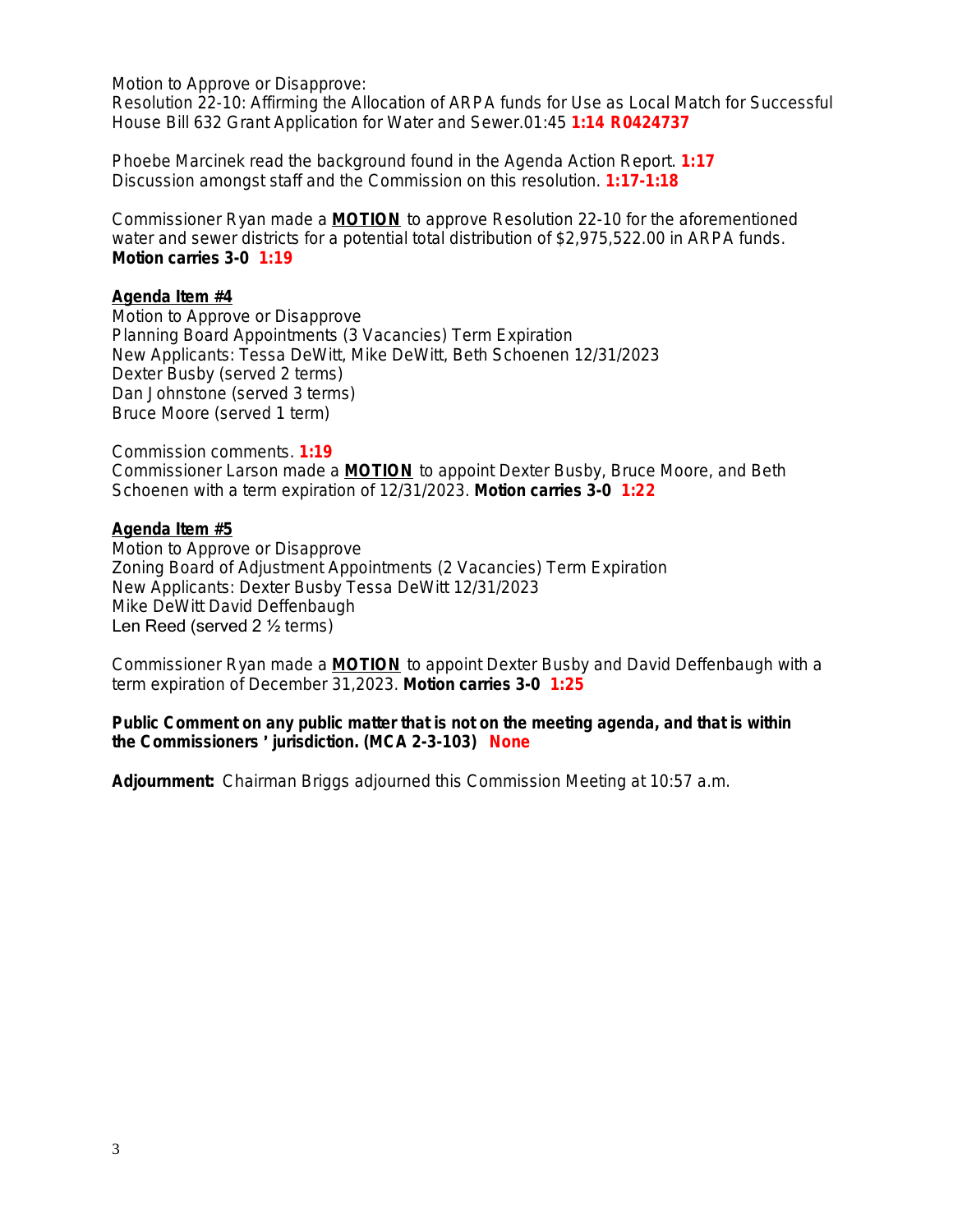Motion to Approve or Disapprove:
Resolution 22-10: Affirming the Allocation of ARPA funds for Use as Local Match for Successful House Bill 632 Grant Application for Water and Sewer.01:45 **1:14 R0424737**

Phoebe Marcinek read the background found in the Agenda Action Report. **1:17**
Discussion amongst staff and the Commission on this resolution. **1:17-1:18**

Commissioner Ryan made a **MOTION** to approve Resolution 22-10 for the aforementioned water and sewer districts for a potential total distribution of $2,975,522.00 in ARPA funds. **Motion carries 3-0 1:19**

**Agenda Item #4**
Motion to Approve or Disapprove
Planning Board Appointments (3 Vacancies) Term Expiration
New Applicants: Tessa DeWitt, Mike DeWitt, Beth Schoenen 12/31/2023
Dexter Busby (served 2 terms)
Dan Johnstone (served 3 terms)
Bruce Moore (served 1 term)

Commission comments. **1:19**
Commissioner Larson made a **MOTION** to appoint Dexter Busby, Bruce Moore, and Beth Schoenen with a term expiration of 12/31/2023. **Motion carries 3-0 1:22**

**Agenda Item #5**
Motion to Approve or Disapprove
Zoning Board of Adjustment Appointments (2 Vacancies) Term Expiration
New Applicants: Dexter Busby Tessa DeWitt 12/31/2023
Mike DeWitt David Deffenbaugh
Len Reed (served 2 ½ terms)

Commissioner Ryan made a **MOTION** to appoint Dexter Busby and David Deffenbaugh with a term expiration of December 31,2023. **Motion carries 3-0 1:25**

**Public Comment on any public matter that is not on the meeting agenda, and that is within the Commissioners' jurisdiction. (MCA 2-3-103) None**

**Adjournment:** Chairman Briggs adjourned this Commission Meeting at 10:57 a.m.